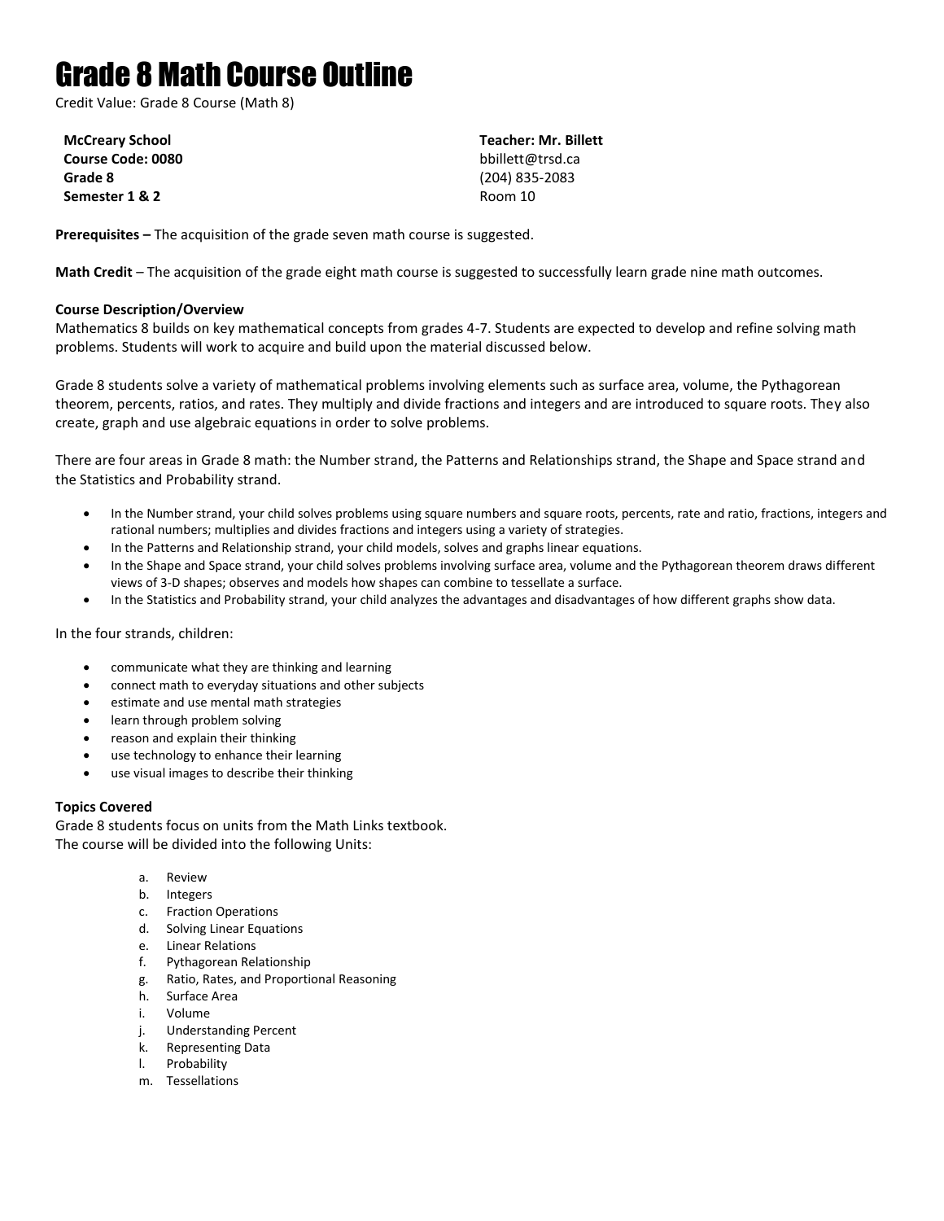# Grade 8 Math Course Outline

Credit Value: Grade 8 Course (Math 8)

**McCreary School**
**Course Code: 0080**
**Grade 8**
**Semester 1 & 2**

**Teacher: Mr. Billett**
bbillett@trsd.ca
(204) 835-2083
Room 10

**Prerequisites –** The acquisition of the grade seven math course is suggested.

**Math Credit** – The acquisition of the grade eight math course is suggested to successfully learn grade nine math outcomes.

**Course Description/Overview**

Mathematics 8 builds on key mathematical concepts from grades 4-7. Students are expected to develop and refine solving math problems. Students will work to acquire and build upon the material discussed below.

Grade 8 students solve a variety of mathematical problems involving elements such as surface area, volume, the Pythagorean theorem, percents, ratios, and rates. They multiply and divide fractions and integers and are introduced to square roots. They also create, graph and use algebraic equations in order to solve problems.

There are four areas in Grade 8 math: the Number strand, the Patterns and Relationships strand, the Shape and Space strand and the Statistics and Probability strand.

- In the Number strand, your child solves problems using square numbers and square roots, percents, rate and ratio, fractions, integers and rational numbers; multiplies and divides fractions and integers using a variety of strategies.
- In the Patterns and Relationship strand, your child models, solves and graphs linear equations.
- In the Shape and Space strand, your child solves problems involving surface area, volume and the Pythagorean theorem draws different views of 3-D shapes; observes and models how shapes can combine to tessellate a surface.
- In the Statistics and Probability strand, your child analyzes the advantages and disadvantages of how different graphs show data.

In the four strands, children:

- communicate what they are thinking and learning
- connect math to everyday situations and other subjects
- estimate and use mental math strategies
- learn through problem solving
- reason and explain their thinking
- use technology to enhance their learning
- use visual images to describe their thinking

**Topics Covered**

Grade 8 students focus on units from the Math Links textbook.
The course will be divided into the following Units:

a. Review
b. Integers
c. Fraction Operations
d. Solving Linear Equations
e. Linear Relations
f. Pythagorean Relationship
g. Ratio, Rates, and Proportional Reasoning
h. Surface Area
i. Volume
j. Understanding Percent
k. Representing Data
l. Probability
m. Tessellations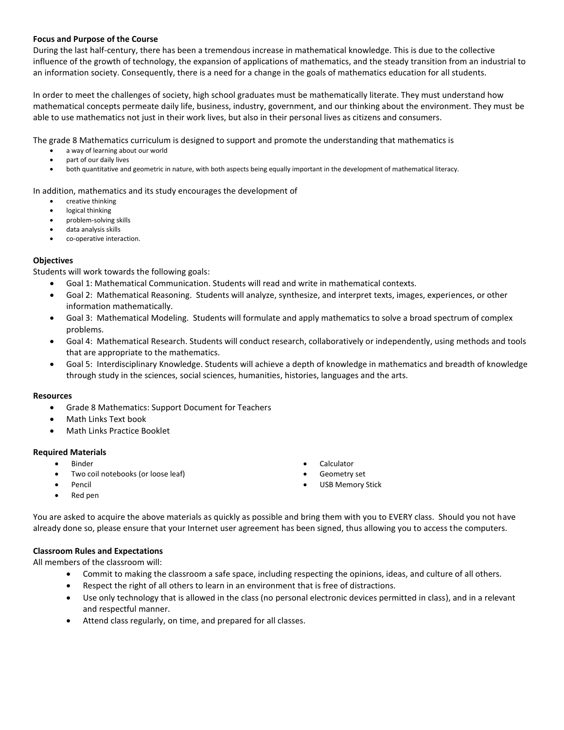**Focus and Purpose of the Course**

During the last half-century, there has been a tremendous increase in mathematical knowledge. This is due to the collective influence of the growth of technology, the expansion of applications of mathematics, and the steady transition from an industrial to an information society. Consequently, there is a need for a change in the goals of mathematics education for all students.

In order to meet the challenges of society, high school graduates must be mathematically literate. They must understand how mathematical concepts permeate daily life, business, industry, government, and our thinking about the environment. They must be able to use mathematics not just in their work lives, but also in their personal lives as citizens and consumers.

The grade 8 Mathematics curriculum is designed to support and promote the understanding that mathematics is

- a way of learning about our world
- part of our daily lives
- both quantitative and geometric in nature, with both aspects being equally important in the development of mathematical literacy.

In addition, mathematics and its study encourages the development of

- creative thinking
- logical thinking
- problem-solving skills
- data analysis skills
- co-operative interaction.

**Objectives**

Students will work towards the following goals:

- Goal 1: Mathematical Communication. Students will read and write in mathematical contexts.
- Goal 2: Mathematical Reasoning. Students will analyze, synthesize, and interpret texts, images, experiences, or other information mathematically.
- Goal 3: Mathematical Modeling. Students will formulate and apply mathematics to solve a broad spectrum of complex problems.
- Goal 4: Mathematical Research. Students will conduct research, collaboratively or independently, using methods and tools that are appropriate to the mathematics.
- Goal 5: Interdisciplinary Knowledge. Students will achieve a depth of knowledge in mathematics and breadth of knowledge through study in the sciences, social sciences, humanities, histories, languages and the arts.

**Resources**

- Grade 8 Mathematics: Support Document for Teachers
- Math Links Text book
- Math Links Practice Booklet

**Required Materials**

- Binder
- Two coil notebooks (or loose leaf)
- Pencil
- Red pen
- Calculator
- Geometry set
- USB Memory Stick

You are asked to acquire the above materials as quickly as possible and bring them with you to EVERY class. Should you not have already done so, please ensure that your Internet user agreement has been signed, thus allowing you to access the computers.

**Classroom Rules and Expectations**

All members of the classroom will:

- Commit to making the classroom a safe space, including respecting the opinions, ideas, and culture of all others.
- Respect the right of all others to learn in an environment that is free of distractions.
- Use only technology that is allowed in the class (no personal electronic devices permitted in class), and in a relevant and respectful manner.
- Attend class regularly, on time, and prepared for all classes.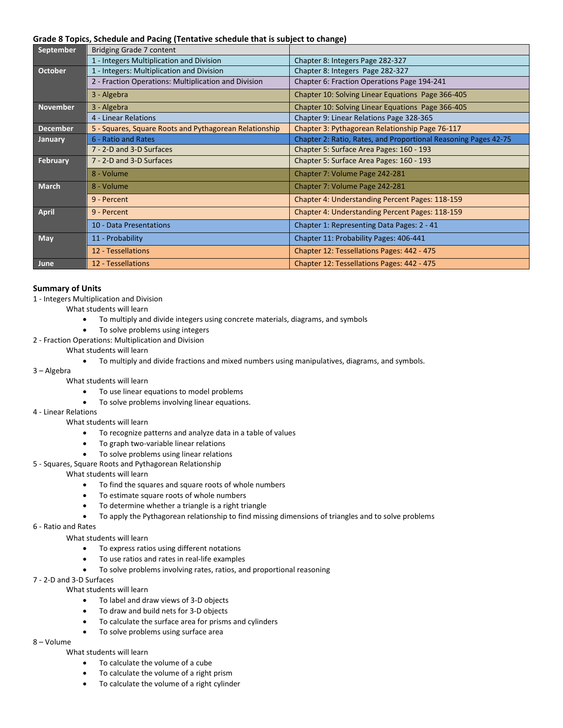**Grade 8 Topics, Schedule and Pacing (Tentative schedule that is subject to change)**

| | | |
|---|---|---|
| September | Bridging Grade 7 content | |
| | 1 - Integers Multiplication and Division | Chapter 8: Integers Page 282-327 |
| October | 1 - Integers: Multiplication and Division | Chapter 8: Integers Page 282-327 |
| | 2 - Fraction Operations: Multiplication and Division | Chapter 6: Fraction Operations Page 194-241 |
| | 3 - Algebra | Chapter 10: Solving Linear Equations Page 366-405 |
| November | 3 - Algebra | Chapter 10: Solving Linear Equations Page 366-405 |
| | 4 - Linear Relations | Chapter 9: Linear Relations Page 328-365 |
| December | 5 - Squares, Square Roots and Pythagorean Relationship | Chapter 3: Pythagorean Relationship Page 76-117 |
| January | 6 - Ratio and Rates | Chapter 2: Ratio, Rates, and Proportional Reasoning Pages 42-75 |
| | 7 - 2-D and 3-D Surfaces | Chapter 5: Surface Area Pages: 160 - 193 |
| February | 7 - 2-D and 3-D Surfaces | Chapter 5: Surface Area Pages: 160 - 193 |
| | 8 - Volume | Chapter 7: Volume Page 242-281 |
| March | 8 - Volume | Chapter 7: Volume Page 242-281 |
| | 9 - Percent | Chapter 4: Understanding Percent Pages: 118-159 |
| April | 9 - Percent | Chapter 4: Understanding Percent Pages: 118-159 |
| | 10 - Data Presentations | Chapter 1: Representing Data Pages: 2 - 41 |
| May | 11 - Probability | Chapter 11: Probability Pages: 406-441 |
| | 12 - Tessellations | Chapter 12: Tessellations Pages: 442 - 475 |
| June | 12 - Tessellations | Chapter 12: Tessellations Pages: 442 - 475 |

**Summary of Units**

1 - Integers Multiplication and Division

What students will learn

- To multiply and divide integers using concrete materials, diagrams, and symbols
- To solve problems using integers

2 - Fraction Operations: Multiplication and Division

What students will learn

- To multiply and divide fractions and mixed numbers using manipulatives, diagrams, and symbols.

3 – Algebra

What students will learn

- To use linear equations to model problems
- To solve problems involving linear equations.

4 - Linear Relations

What students will learn

- To recognize patterns and analyze data in a table of values
- To graph two-variable linear relations
- To solve problems using linear relations

5 - Squares, Square Roots and Pythagorean Relationship

What students will learn

- To find the squares and square roots of whole numbers
- To estimate square roots of whole numbers
- To determine whether a triangle is a right triangle
- To apply the Pythagorean relationship to find missing dimensions of triangles and to solve problems

6 - Ratio and Rates

What students will learn

- To express ratios using different notations
- To use ratios and rates in real-life examples
- To solve problems involving rates, ratios, and proportional reasoning

7 - 2-D and 3-D Surfaces

What students will learn

- To label and draw views of 3-D objects
- To draw and build nets for 3-D objects
- To calculate the surface area for prisms and cylinders
- To solve problems using surface area

8 – Volume

What students will learn

- To calculate the volume of a cube
- To calculate the volume of a right prism
- To calculate the volume of a right cylinder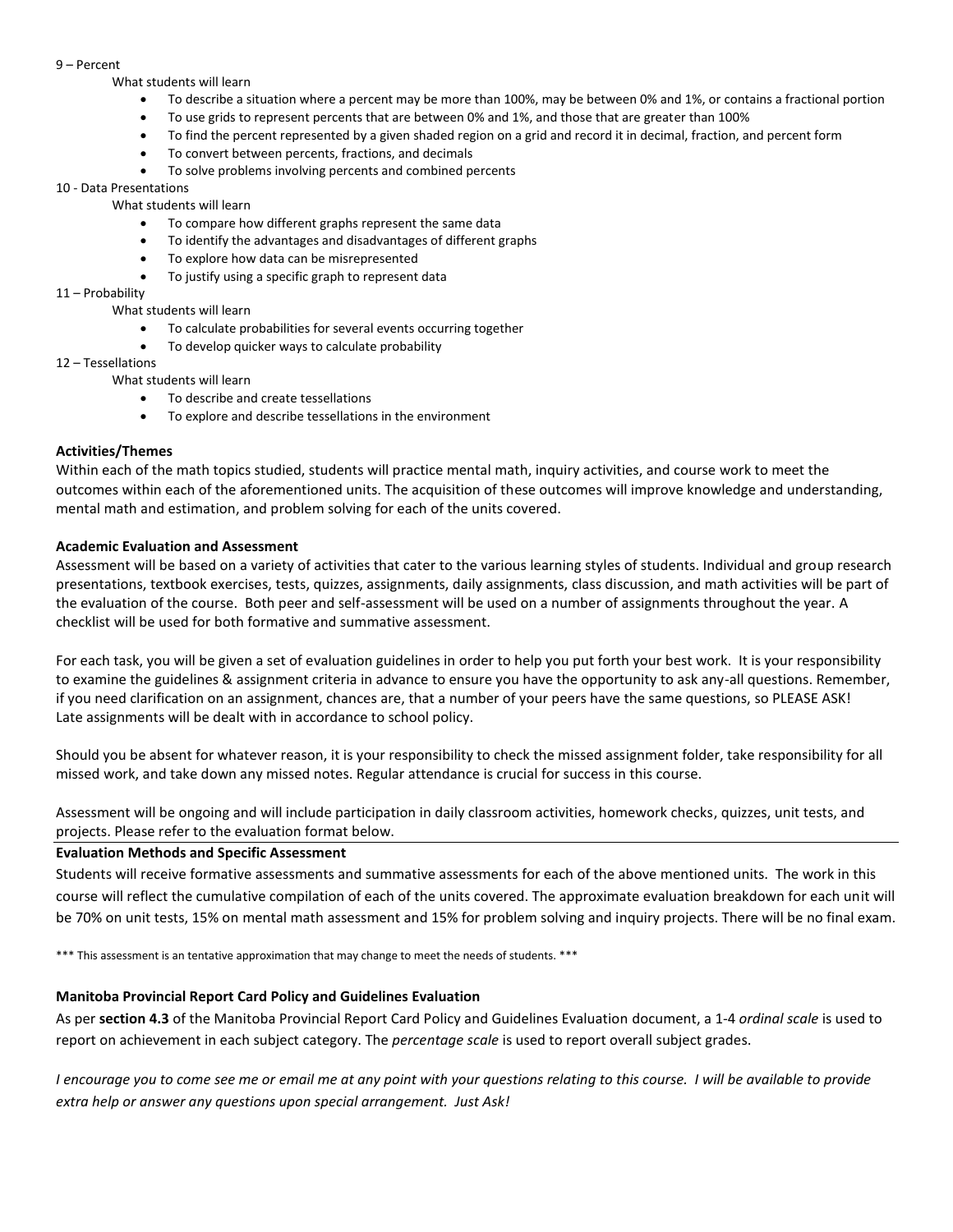9 – Percent

What students will learn

- To describe a situation where a percent may be more than 100%, may be between 0% and 1%, or contains a fractional portion
- To use grids to represent percents that are between 0% and 1%, and those that are greater than 100%
- To find the percent represented by a given shaded region on a grid and record it in decimal, fraction, and percent form
- To convert between percents, fractions, and decimals
- To solve problems involving percents and combined percents

10 - Data Presentations

What students will learn

- To compare how different graphs represent the same data
- To identify the advantages and disadvantages of different graphs
- To explore how data can be misrepresented
- To justify using a specific graph to represent data

11 – Probability

What students will learn

- To calculate probabilities for several events occurring together
- To develop quicker ways to calculate probability

12 – Tessellations

What students will learn

- To describe and create tessellations
- To explore and describe tessellations in the environment

**Activities/Themes**

Within each of the math topics studied, students will practice mental math, inquiry activities, and course work to meet the outcomes within each of the aforementioned units. The acquisition of these outcomes will improve knowledge and understanding, mental math and estimation, and problem solving for each of the units covered.

**Academic Evaluation and Assessment**

Assessment will be based on a variety of activities that cater to the various learning styles of students. Individual and group research presentations, textbook exercises, tests, quizzes, assignments, daily assignments, class discussion, and math activities will be part of the evaluation of the course. Both peer and self-assessment will be used on a number of assignments throughout the year. A checklist will be used for both formative and summative assessment.

For each task, you will be given a set of evaluation guidelines in order to help you put forth your best work. It is your responsibility to examine the guidelines & assignment criteria in advance to ensure you have the opportunity to ask any-all questions. Remember, if you need clarification on an assignment, chances are, that a number of your peers have the same questions, so PLEASE ASK! Late assignments will be dealt with in accordance to school policy.

Should you be absent for whatever reason, it is your responsibility to check the missed assignment folder, take responsibility for all missed work, and take down any missed notes. Regular attendance is crucial for success in this course.

Assessment will be ongoing and will include participation in daily classroom activities, homework checks, quizzes, unit tests, and projects. Please refer to the evaluation format below.

**Evaluation Methods and Specific Assessment**

Students will receive formative assessments and summative assessments for each of the above mentioned units. The work in this course will reflect the cumulative compilation of each of the units covered. The approximate evaluation breakdown for each unit will be 70% on unit tests, 15% on mental math assessment and 15% for problem solving and inquiry projects. There will be no final exam.

*** This assessment is an tentative approximation that may change to meet the needs of students. ***

**Manitoba Provincial Report Card Policy and Guidelines Evaluation**

As per **section 4.3** of the Manitoba Provincial Report Card Policy and Guidelines Evaluation document, a 1-4 *ordinal scale* is used to report on achievement in each subject category. The *percentage scale* is used to report overall subject grades.

*I encourage you to come see me or email me at any point with your questions relating to this course. I will be available to provide extra help or answer any questions upon special arrangement. Just Ask!*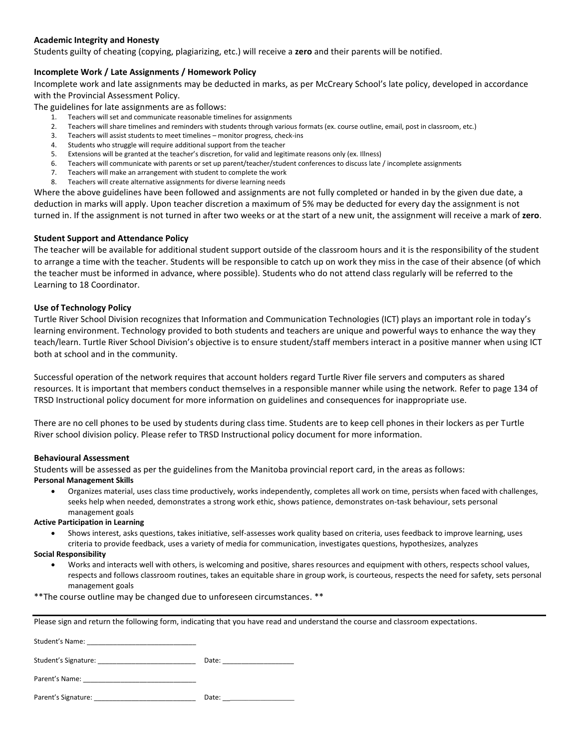**Academic Integrity and Honesty**

Students guilty of cheating (copying, plagiarizing, etc.) will receive a **zero** and their parents will be notified.

**Incomplete Work / Late Assignments / Homework Policy**

Incomplete work and late assignments may be deducted in marks, as per McCreary School's late policy, developed in accordance with the Provincial Assessment Policy.

The guidelines for late assignments are as follows:

1. Teachers will set and communicate reasonable timelines for assignments
2. Teachers will share timelines and reminders with students through various formats (ex. course outline, email, post in classroom, etc.)
3. Teachers will assist students to meet timelines – monitor progress, check-ins
4. Students who struggle will require additional support from the teacher
5. Extensions will be granted at the teacher's discretion, for valid and legitimate reasons only (ex. Illness)
6. Teachers will communicate with parents or set up parent/teacher/student conferences to discuss late / incomplete assignments
7. Teachers will make an arrangement with student to complete the work
8. Teachers will create alternative assignments for diverse learning needs

Where the above guidelines have been followed and assignments are not fully completed or handed in by the given due date, a deduction in marks will apply. Upon teacher discretion a maximum of 5% may be deducted for every day the assignment is not turned in. If the assignment is not turned in after two weeks or at the start of a new unit, the assignment will receive a mark of **zero**.

**Student Support and Attendance Policy**

The teacher will be available for additional student support outside of the classroom hours and it is the responsibility of the student to arrange a time with the teacher. Students will be responsible to catch up on work they miss in the case of their absence (of which the teacher must be informed in advance, where possible). Students who do not attend class regularly will be referred to the Learning to 18 Coordinator.

**Use of Technology Policy**

Turtle River School Division recognizes that Information and Communication Technologies (ICT) plays an important role in today's learning environment. Technology provided to both students and teachers are unique and powerful ways to enhance the way they teach/learn. Turtle River School Division's objective is to ensure student/staff members interact in a positive manner when using ICT both at school and in the community.

Successful operation of the network requires that account holders regard Turtle River file servers and computers as shared resources. It is important that members conduct themselves in a responsible manner while using the network. Refer to page 134 of TRSD Instructional policy document for more information on guidelines and consequences for inappropriate use.

There are no cell phones to be used by students during class time. Students are to keep cell phones in their lockers as per Turtle River school division policy. Please refer to TRSD Instructional policy document for more information.

**Behavioural Assessment**

Students will be assessed as per the guidelines from the Manitoba provincial report card, in the areas as follows:

**Personal Management Skills**

- Organizes material, uses class time productively, works independently, completes all work on time, persists when faced with challenges, seeks help when needed, demonstrates a strong work ethic, shows patience, demonstrates on-task behaviour, sets personal management goals

**Active Participation in Learning**

- Shows interest, asks questions, takes initiative, self-assesses work quality based on criteria, uses feedback to improve learning, uses criteria to provide feedback, uses a variety of media for communication, investigates questions, hypothesizes, analyzes

**Social Responsibility**

- Works and interacts well with others, is welcoming and positive, shares resources and equipment with others, respects school values, respects and follows classroom routines, takes an equitable share in group work, is courteous, respects the need for safety, sets personal management goals

**The course outline may be changed due to unforeseen circumstances. **

---

Please sign and return the following form, indicating that you have read and understand the course and classroom expectations.

Student's Name: ____________________________

Student's Signature: _________________________ Date: __________________

Parent's Name: _____________________________

Parent's Signature: __________________________ Date: __________________